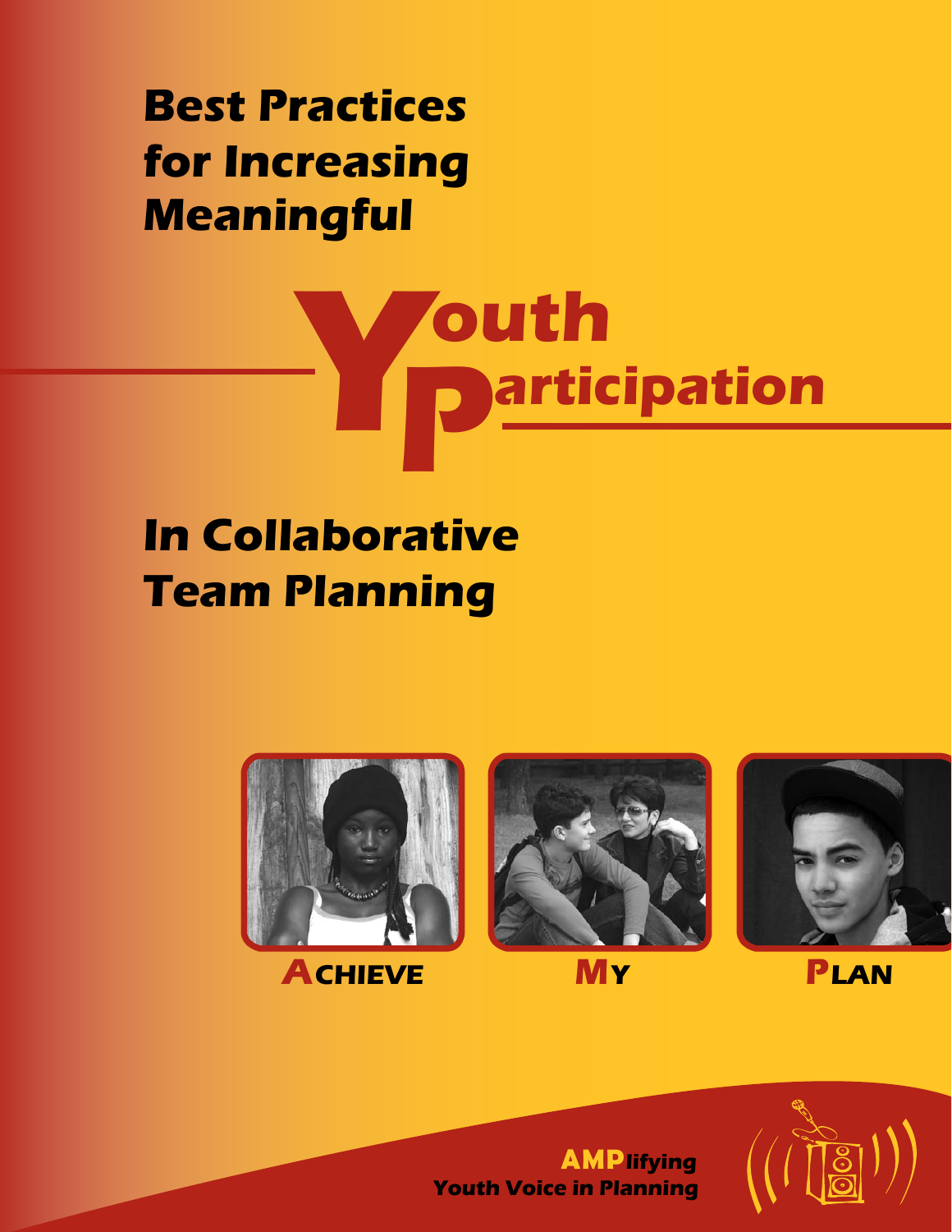# Best Practices for Increasing Meaningful

# Youth Participation

## In Collaborative Team Planning

**ACHIEVE MY PLAN**

**AMPlifying Youth Voice in Planning**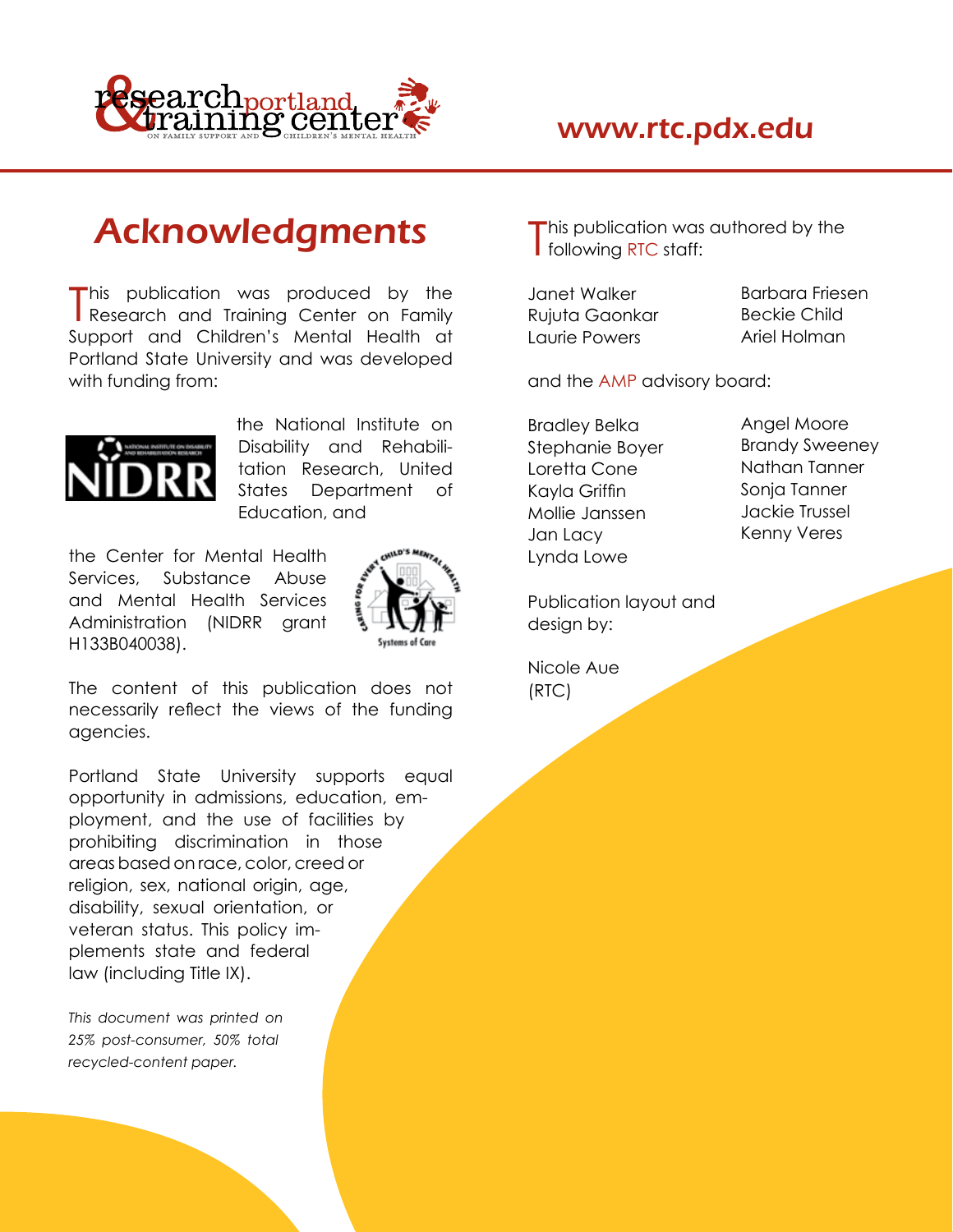www.rtc.pdx.edu

# Acknowledgments

This publication was produced by the Research and Training Center on Family Support and Children's Mental Health at Portland State University and was developed with funding from:

the National Institute on Disability and Rehabilitation Research, United States Department of Education, and

the Center for Mental Health Services, Substance Abuse and Mental Health Services Administration (NIDRR grant H133B040038).

The content of this publication does not necessarily reflect the views of the funding agencies.

Portland State University supports equal opportunity in admissions, education, employment, and the use of facilities by prohibiting discrimination in those areas based on race, color, creed or religion, sex, national origin, age, disability, sexual orientation, or veteran status. This policy implements state and federal law (including Title IX).

*This document was printed on 25% post-consumer, 50% total recycled-content paper.*

This publication was authored by the following RTC staff:

Janet Walker
Rujuta Gaonkar
Laurie Powers
Barbara Friesen
Beckie Child
Ariel Holman

and the AMP advisory board:

Bradley Belka
Stephanie Boyer
Loretta Cone
Kayla Griffin
Mollie Janssen
Jan Lacy
Lynda Lowe
Angel Moore
Brandy Sweeney
Nathan Tanner
Sonja Tanner
Jackie Trussel
Kenny Veres

Publication layout and design by:

Nicole Aue (RTC)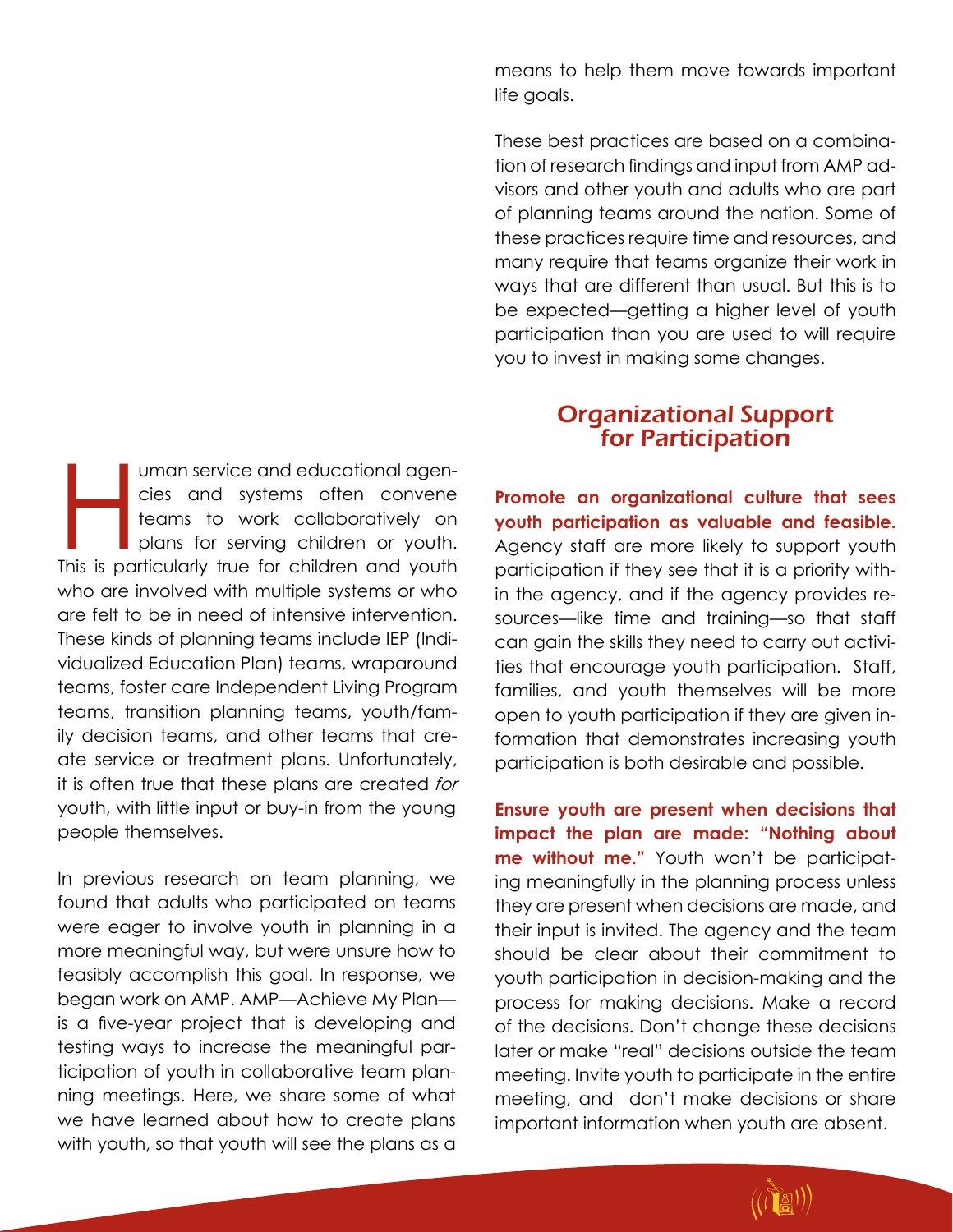Human service and educational agencies and systems often convene teams to work collaboratively on plans for serving children or youth. This is particularly true for children and youth who are involved with multiple systems or who are felt to be in need of intensive intervention. These kinds of planning teams include IEP (Individualized Education Plan) teams, wraparound teams, foster care Independent Living Program teams, transition planning teams, youth/family decision teams, and other teams that create service or treatment plans. Unfortunately, it is often true that these plans are created *for* youth, with little input or buy-in from the young people themselves.

In previous research on team planning, we found that adults who participated on teams were eager to involve youth in planning in a more meaningful way, but were unsure how to feasibly accomplish this goal. In response, we began work on AMP. AMP—Achieve My Plan—is a five-year project that is developing and testing ways to increase the meaningful participation of youth in collaborative team planning meetings. Here, we share some of what we have learned about how to create plans with youth, so that youth will see the plans as a means to help them move towards important life goals.

These best practices are based on a combination of research findings and input from AMP advisors and other youth and adults who are part of planning teams around the nation. Some of these practices require time and resources, and many require that teams organize their work in ways that are different than usual. But this is to be expected—getting a higher level of youth participation than you are used to will require you to invest in making some changes.

## Organizational Support for Participation

**Promote an organizational culture that sees youth participation as valuable and feasible.** Agency staff are more likely to support youth participation if they see that it is a priority within the agency, and if the agency provides resources—like time and training—so that staff can gain the skills they need to carry out activities that encourage youth participation. Staff, families, and youth themselves will be more open to youth participation if they are given information that demonstrates increasing youth participation is both desirable and possible.

**Ensure youth are present when decisions that impact the plan are made: "Nothing about me without me."** Youth won't be participating meaningfully in the planning process unless they are present when decisions are made, and their input is invited. The agency and the team should be clear about their commitment to youth participation in decision-making and the process for making decisions. Make a record of the decisions. Don't change these decisions later or make "real" decisions outside the team meeting. Invite youth to participate in the entire meeting, and don't make decisions or share important information when youth are absent.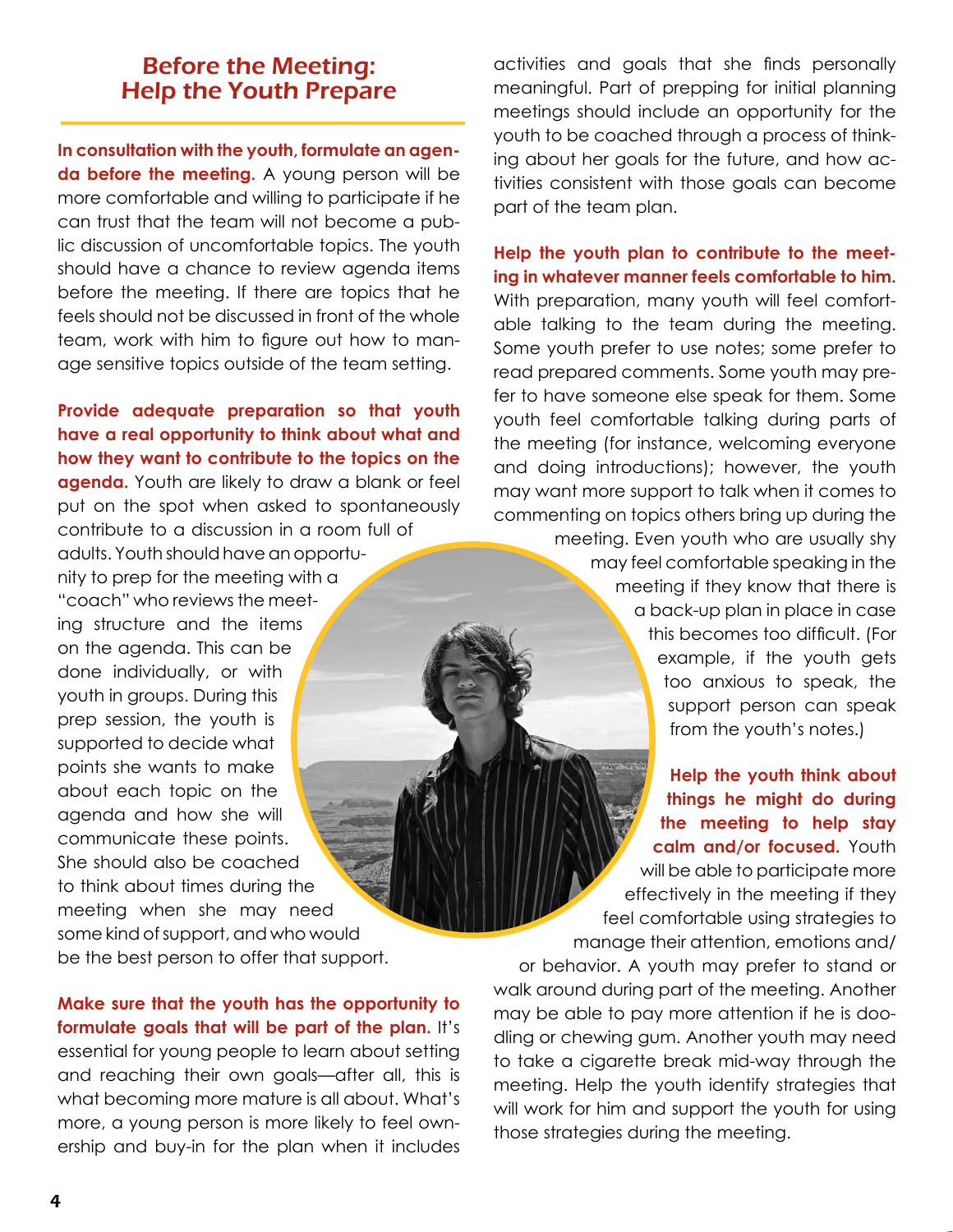## Before the Meeting: Help the Youth Prepare

**In consultation with the youth, formulate an agenda before the meeting.** A young person will be more comfortable and willing to participate if he can trust that the team will not become a public discussion of uncomfortable topics. The youth should have a chance to review agenda items before the meeting. If there are topics that he feels should not be discussed in front of the whole team, work with him to figure out how to manage sensitive topics outside of the team setting.

**Provide adequate preparation so that youth have a real opportunity to think about what and how they want to contribute to the topics on the agenda.** Youth are likely to draw a blank or feel put on the spot when asked to spontaneously contribute to a discussion in a room full of adults. Youth should have an opportunity to prep for the meeting with a "coach" who reviews the meeting structure and the items on the agenda. This can be done individually, or with youth in groups. During this prep session, the youth is supported to decide what points she wants to make about each topic on the agenda and how she will communicate these points. She should also be coached to think about times during the meeting when she may need some kind of support, and who would be the best person to offer that support.

**Make sure that the youth has the opportunity to formulate goals that will be part of the plan.** It's essential for young people to learn about setting and reaching their own goals—after all, this is what becoming more mature is all about. What's more, a young person is more likely to feel ownership and buy-in for the plan when it includes activities and goals that she finds personally meaningful. Part of prepping for initial planning meetings should include an opportunity for the youth to be coached through a process of thinking about her goals for the future, and how activities consistent with those goals can become part of the team plan.

**Help the youth plan to contribute to the meeting in whatever manner feels comfortable to him.** With preparation, many youth will feel comfortable talking to the team during the meeting. Some youth prefer to use notes; some prefer to read prepared comments. Some youth may prefer to have someone else speak for them. Some youth feel comfortable talking during parts of the meeting (for instance, welcoming everyone and doing introductions); however, the youth may want more support to talk when it comes to commenting on topics others bring up during the meeting. Even youth who are usually shy may feel comfortable speaking in the meeting if they know that there is a back-up plan in place in case this becomes too difficult. (For example, if the youth gets too anxious to speak, the support person can speak from the youth's notes.)

**Help the youth think about things he might do during the meeting to help stay calm and/or focused.** Youth will be able to participate more effectively in the meeting if they feel comfortable using strategies to manage their attention, emotions and/or behavior. A youth may prefer to stand or walk around during part of the meeting. Another may be able to pay more attention if he is doodling or chewing gum. Another youth may need to take a cigarette break mid-way through the meeting. Help the youth identify strategies that will work for him and support the youth for using those strategies during the meeting.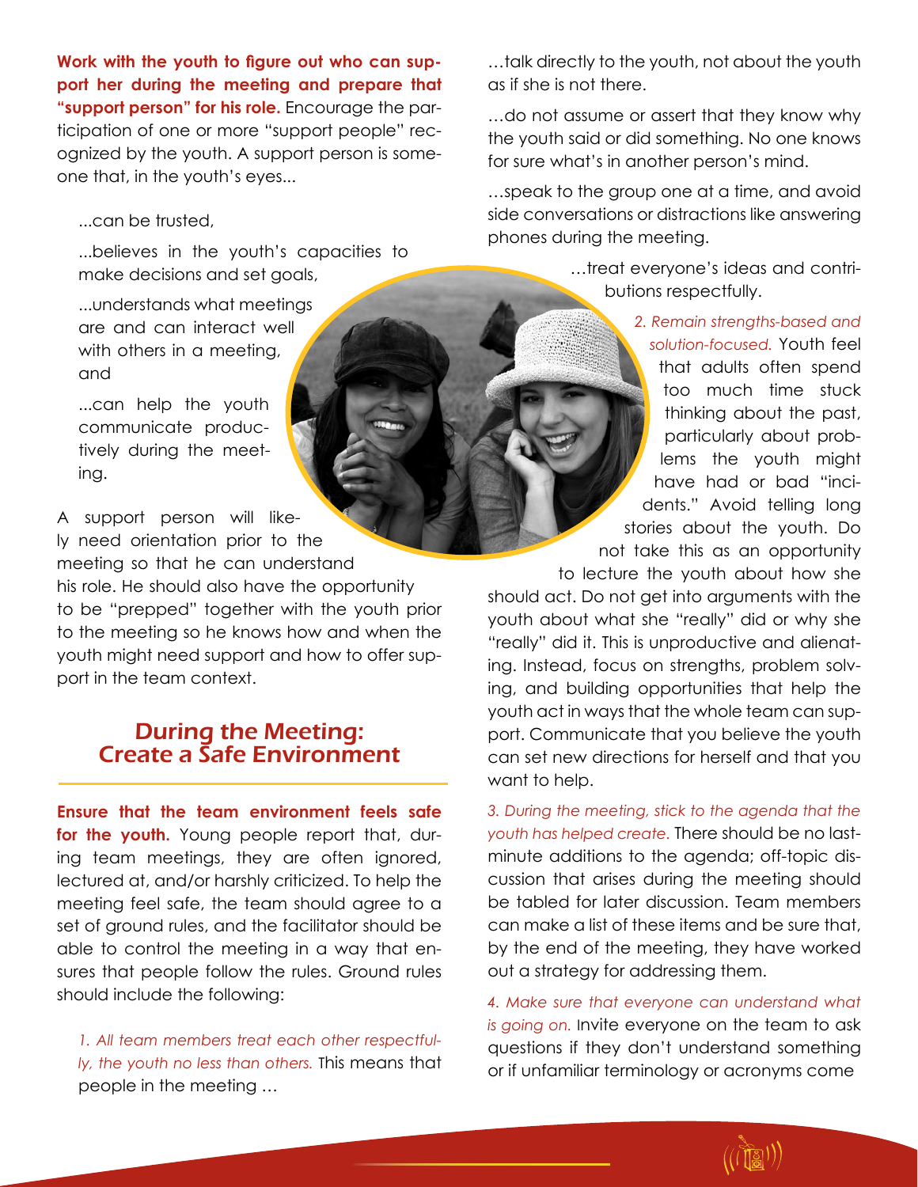**Work with the youth to figure out who can support her during the meeting and prepare that "support person" for his role.** Encourage the participation of one or more "support people" recognized by the youth. A support person is someone that, in the youth's eyes...

...can be trusted,

...believes in the youth's capacities to make decisions and set goals,

...understands what meetings are and can interact well with others in a meeting, and

...can help the youth communicate productively during the meeting.

A support person will likely need orientation prior to the meeting so that he can understand his role. He should also have the opportunity to be "prepped" together with the youth prior to the meeting so he knows how and when the youth might need support and how to offer support in the team context.

## During the Meeting: Create a Safe Environment

**Ensure that the team environment feels safe for the youth.** Young people report that, during team meetings, they are often ignored, lectured at, and/or harshly criticized. To help the meeting feel safe, the team should agree to a set of ground rules, and the facilitator should be able to control the meeting in a way that ensures that people follow the rules. Ground rules should include the following:

*1. All team members treat each other respectfully, the youth no less than others.* This means that people in the meeting …

…talk directly to the youth, not about the youth as if she is not there.

…do not assume or assert that they know why the youth said or did something. No one knows for sure what's in another person's mind.

…speak to the group one at a time, and avoid side conversations or distractions like answering phones during the meeting.

…treat everyone's ideas and contributions respectfully.

*2. Remain strengths-based and solution-focused.* Youth feel that adults often spend too much time stuck thinking about the past, particularly about problems the youth might have had or bad "incidents." Avoid telling long stories about the youth. Do not take this as an opportunity to lecture the youth about how she should act. Do not get into arguments with the youth about what she "really" did or why she "really" did it. This is unproductive and alienating. Instead, focus on strengths, problem solving, and building opportunities that help the youth act in ways that the whole team can support. Communicate that you believe the youth can set new directions for herself and that you want to help.

*3. During the meeting, stick to the agenda that the youth has helped create.* There should be no last-minute additions to the agenda; off-topic discussion that arises during the meeting should be tabled for later discussion. Team members can make a list of these items and be sure that, by the end of the meeting, they have worked out a strategy for addressing them.

*4. Make sure that everyone can understand what is going on.* Invite everyone on the team to ask questions if they don't understand something or if unfamiliar terminology or acronyms come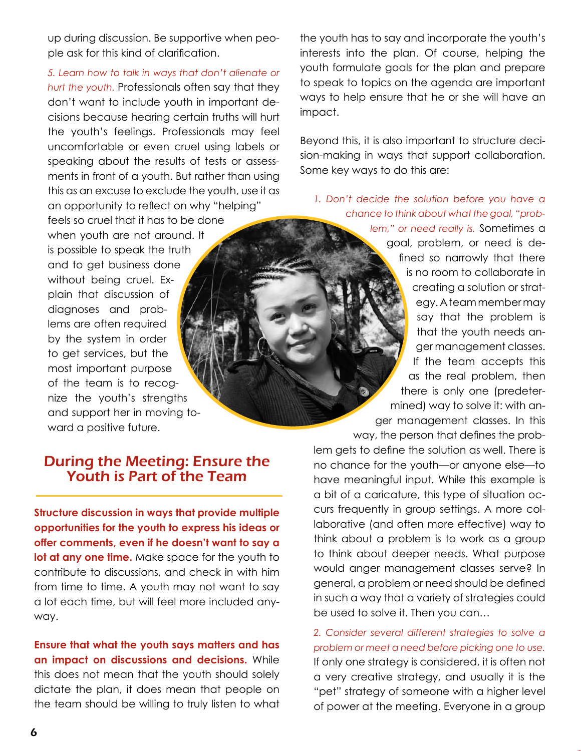up during discussion. Be supportive when people ask for this kind of clarification.

*5. Learn how to talk in ways that don't alienate or hurt the youth.* Professionals often say that they don't want to include youth in important decisions because hearing certain truths will hurt the youth's feelings. Professionals may feel uncomfortable or even cruel using labels or speaking about the results of tests or assessments in front of a youth. But rather than using this as an excuse to exclude the youth, use it as an opportunity to reflect on why "helping" feels so cruel that it has to be done when youth are not around. It is possible to speak the truth and to get business done without being cruel. Explain that discussion of diagnoses and problems are often required by the system in order to get services, but the most important purpose of the team is to recognize the youth's strengths and support her in moving toward a positive future.

## During the Meeting: Ensure the Youth is Part of the Team

**Structure discussion in ways that provide multiple opportunities for the youth to express his ideas or offer comments, even if he doesn't want to say a lot at any one time.** Make space for the youth to contribute to discussions, and check in with him from time to time. A youth may not want to say a lot each time, but will feel more included anyway.

**Ensure that what the youth says matters and has an impact on discussions and decisions.** While this does not mean that the youth should solely dictate the plan, it does mean that people on the team should be willing to truly listen to what the youth has to say and incorporate the youth's interests into the plan. Of course, helping the youth formulate goals for the plan and prepare to speak to topics on the agenda are important ways to help ensure that he or she will have an impact.

Beyond this, it is also important to structure decision-making in ways that support collaboration. Some key ways to do this are:

*1. Don't decide the solution before you have a chance to think about what the goal, "problem," or need really is.* Sometimes a goal, problem, or need is defined so narrowly that there is no room to collaborate in creating a solution or strategy. A team member may say that the problem is that the youth needs anger management classes. If the team accepts this as the real problem, then there is only one (predetermined) way to solve it: with anger management classes. In this way, the person that defines the problem gets to define the solution as well. There is no chance for the youth—or anyone else—to have meaningful input. While this example is a bit of a caricature, this type of situation occurs frequently in group settings. A more collaborative (and often more effective) way to think about a problem is to work as a group to think about deeper needs. What purpose would anger management classes serve? In general, a problem or need should be defined in such a way that a variety of strategies could be used to solve it. Then you can…

*2. Consider several different strategies to solve a problem or meet a need before picking one to use.* If only one strategy is considered, it is often not a very creative strategy, and usually it is the "pet" strategy of someone with a higher level of power at the meeting. Everyone in a group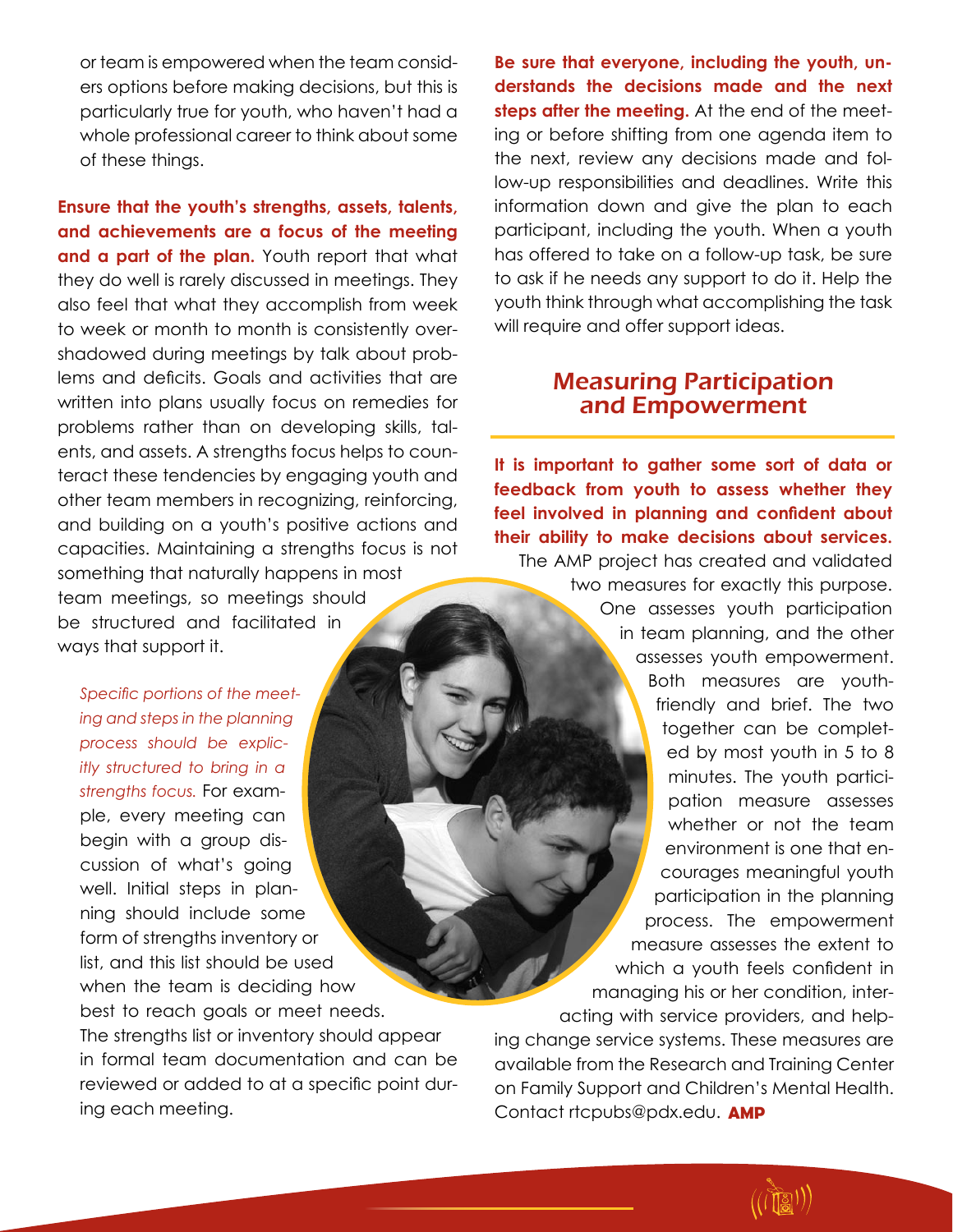or team is empowered when the team considers options before making decisions, but this is particularly true for youth, who haven't had a whole professional career to think about some of these things.

**Ensure that the youth's strengths, assets, talents, and achievements are a focus of the meeting and a part of the plan.** Youth report that what they do well is rarely discussed in meetings. They also feel that what they accomplish from week to week or month to month is consistently overshadowed during meetings by talk about problems and deficits. Goals and activities that are written into plans usually focus on remedies for problems rather than on developing skills, talents, and assets. A strengths focus helps to counteract these tendencies by engaging youth and other team members in recognizing, reinforcing, and building on a youth's positive actions and capacities. Maintaining a strengths focus is not something that naturally happens in most team meetings, so meetings should be structured and facilitated in ways that support it.

*Specific portions of the meeting and steps in the planning process should be explicitly structured to bring in a strengths focus.* For example, every meeting can begin with a group discussion of what's going well. Initial steps in planning should include some form of strengths inventory or list, and this list should be used when the team is deciding how best to reach goals or meet needs. The strengths list or inventory should appear in formal team documentation and can be reviewed or added to at a specific point during each meeting.

**Be sure that everyone, including the youth, understands the decisions made and the next steps after the meeting.** At the end of the meeting or before shifting from one agenda item to the next, review any decisions made and follow-up responsibilities and deadlines. Write this information down and give the plan to each participant, including the youth. When a youth has offered to take on a follow-up task, be sure to ask if he needs any support to do it. Help the youth think through what accomplishing the task will require and offer support ideas.

## Measuring Participation and Empowerment

**It is important to gather some sort of data or feedback from youth to assess whether they feel involved in planning and confident about their ability to make decisions about services.** The AMP project has created and validated two measures for exactly this purpose. One assesses youth participation in team planning, and the other assesses youth empowerment. Both measures are youth-friendly and brief. The two together can be completed by most youth in 5 to 8 minutes. The youth participation measure assesses whether or not the team environment is one that encourages meaningful youth participation in the planning process. The empowerment measure assesses the extent to which a youth feels confident in managing his or her condition, interacting with service providers, and helping change service systems. These measures are available from the Research and Training Center on Family Support and Children's Mental Health. Contact rtcpubs@pdx.edu. **AMP**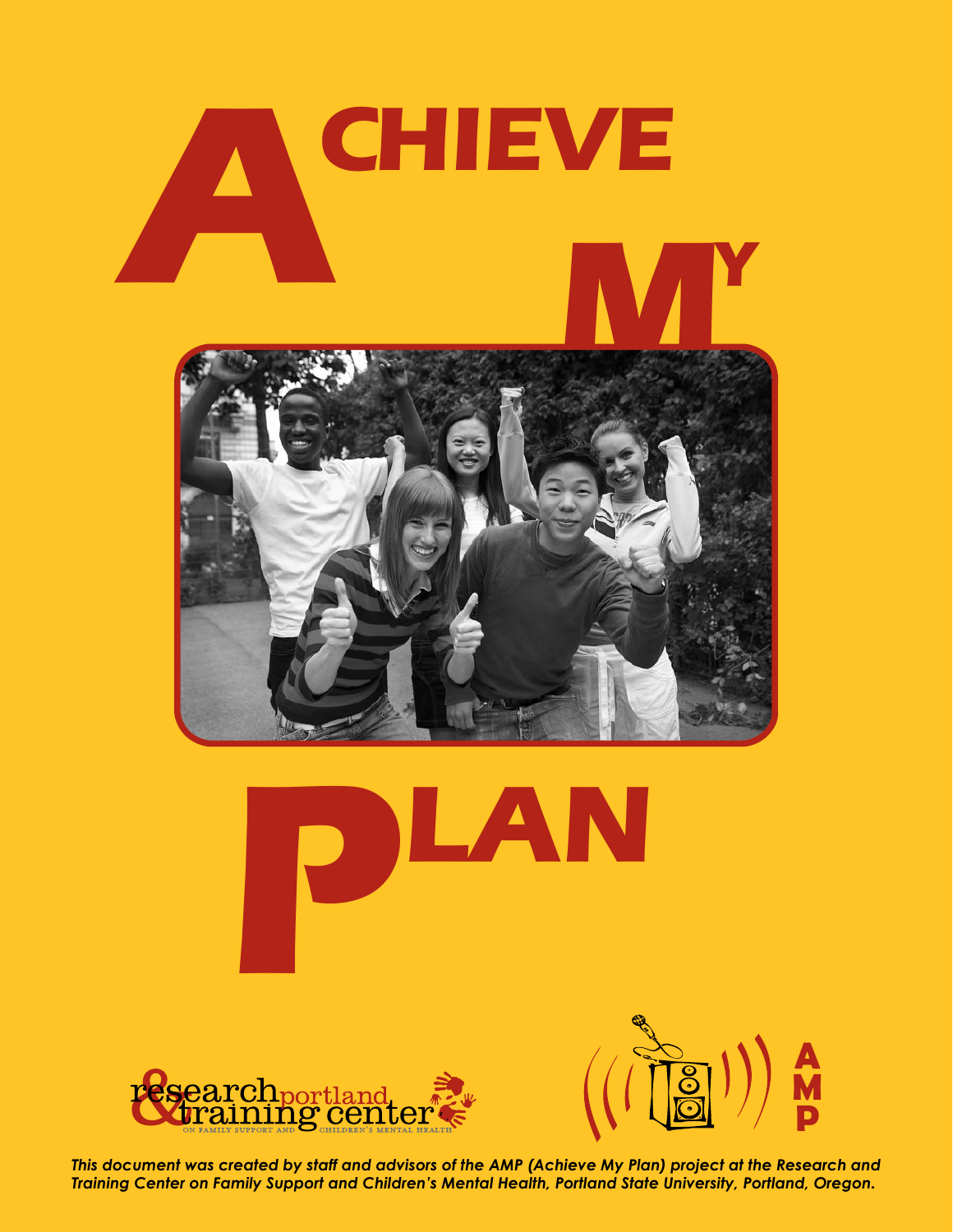# Achieve My Plan

*This document was created by staff and advisors of the AMP (Achieve My Plan) project at the Research and Training Center on Family Support and Children's Mental Health, Portland State University, Portland, Oregon.*